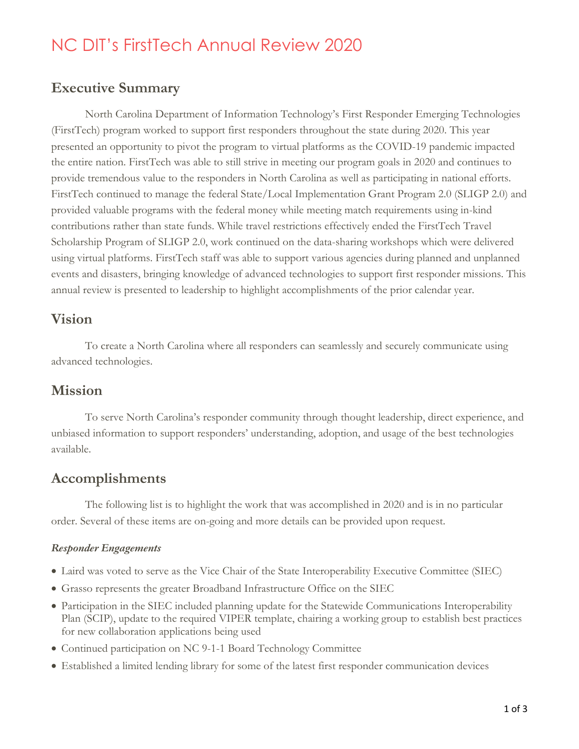# NC DIT's FirstTech Annual Review 2020

## Executive Summary

North Carolina Department of Information Technology's First Responder Emerging Technologies (FirstTech) program worked to support first responders throughout the state during 2020. This year presented an opportunity to pivot the program to virtual platforms as the COVID-19 pandemic impacted the entire nation. FirstTech was able to still strive in meeting our program goals in 2020 and continues to provide tremendous value to the responders in North Carolina as well as participating in national efforts. FirstTech continued to manage the federal State/Local Implementation Grant Program 2.0 (SLIGP 2.0) and provided valuable programs with the federal money while meeting match requirements using in-kind contributions rather than state funds. While travel restrictions effectively ended the FirstTech Travel Scholarship Program of SLIGP 2.0, work continued on the data-sharing workshops which were delivered using virtual platforms. FirstTech staff was able to support various agencies during planned and unplanned events and disasters, bringing knowledge of advanced technologies to support first responder missions. This annual review is presented to leadership to highlight accomplishments of the prior calendar year.

## Vision

To create a North Carolina where all responders can seamlessly and securely communicate using advanced technologies.

## Mission

To serve North Carolina's responder community through thought leadership, direct experience, and unbiased information to support responders' understanding, adoption, and usage of the best technologies available.

## Accomplishments

The following list is to highlight the work that was accomplished in 2020 and is in no particular order. Several of these items are on-going and more details can be provided upon request.

#### *Responder Engagements*

- Laird was voted to serve as the Vice Chair of the State Interoperability Executive Committee (SIEC)
- Grasso represents the greater Broadband Infrastructure Office on the SIEC
- Participation in the SIEC included planning update for the Statewide Communications Interoperability Plan (SCIP), update to the required VIPER template, chairing a working group to establish best practices for new collaboration applications being used
- Continued participation on NC 9-1-1 Board Technology Committee
- Established a limited lending library for some of the latest first responder communication devices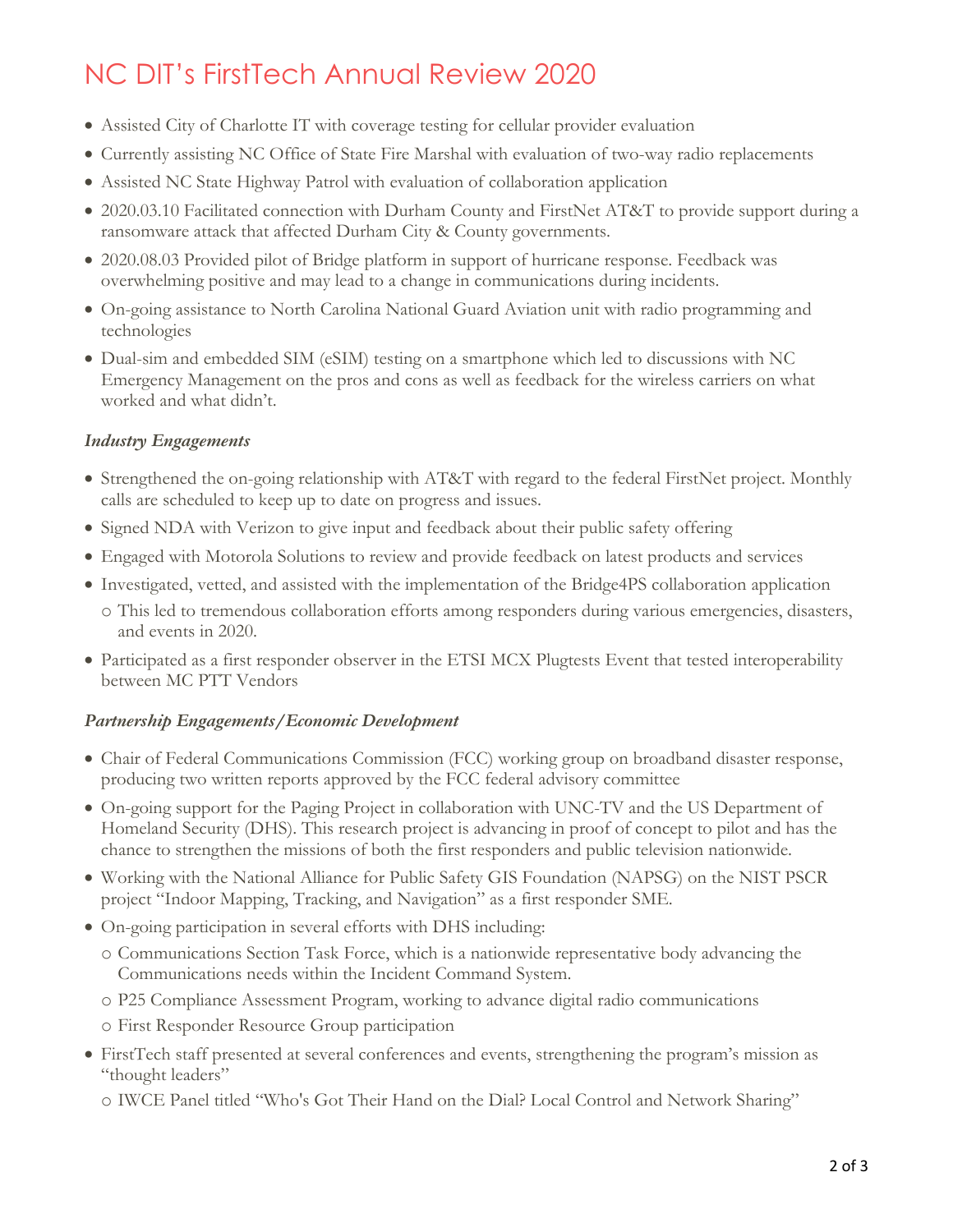- Assisted City of Charlotte IT with coverage testing for cellular provider evaluation
- Currently assisting NC Office of State Fire Marshal with evaluation of two-way radio replacements
- Assisted NC State Highway Patrol with evaluation of collaboration application
- 2020.03.10 Facilitated connection with Durham County and FirstNet AT&T to provide support during a ransomware attack that affected Durham City & County governments.
- 2020.08.03 Provided pilot of Bridge platform in support of hurricane response. Feedback was overwhelming positive and may lead to a change in communications during incidents.
- On-going assistance to North Carolina National Guard Aviation unit with radio programming and technologies
- Dual-sim and embedded SIM (eSIM) testing on a smartphone which led to discussions with NC Emergency Management on the pros and cons as well as feedback for the wireless carriers on what worked and what didn't.

***Industry Engagements***

- Strengthened the on-going relationship with AT&T with regard to the federal FirstNet project. Monthly calls are scheduled to keep up to date on progress and issues.
- Signed NDA with Verizon to give input and feedback about their public safety offering
- Engaged with Motorola Solutions to review and provide feedback on latest products and services
- Investigated, vetted, and assisted with the implementation of the Bridge4PS collaboration application
  - This led to tremendous collaboration efforts among responders during various emergencies, disasters, and events in 2020.
- Participated as a first responder observer in the ETSI MCX Plugtests Event that tested interoperability between MC PTT Vendors

***Partnership Engagements/Economic Development***

- Chair of Federal Communications Commission (FCC) working group on broadband disaster response, producing two written reports approved by the FCC federal advisory committee
- On-going support for the Paging Project in collaboration with UNC-TV and the US Department of Homeland Security (DHS). This research project is advancing in proof of concept to pilot and has the chance to strengthen the missions of both the first responders and public television nationwide.
- Working with the National Alliance for Public Safety GIS Foundation (NAPSG) on the NIST PSCR project "Indoor Mapping, Tracking, and Navigation" as a first responder SME.
- On-going participation in several efforts with DHS including:
  - Communications Section Task Force, which is a nationwide representative body advancing the Communications needs within the Incident Command System.
  - P25 Compliance Assessment Program, working to advance digital radio communications
  - First Responder Resource Group participation
- FirstTech staff presented at several conferences and events, strengthening the program's mission as "thought leaders"
  - IWCE Panel titled "Who's Got Their Hand on the Dial? Local Control and Network Sharing"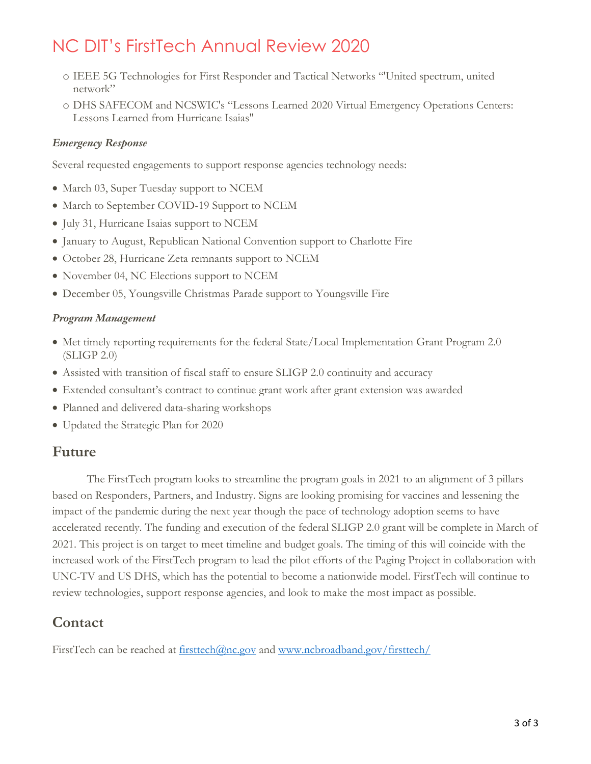# NC DIT's FirstTech Annual Review 2020

- IEEE 5G Technologies for First Responder and Tactical Networks "'United spectrum, united network"
- DHS SAFECOM and NCSWIC's "Lessons Learned 2020 Virtual Emergency Operations Centers: Lessons Learned from Hurricane Isaias"

### *Emergency Response*

Several requested engagements to support response agencies technology needs:

- March 03, Super Tuesday support to NCEM
- March to September COVID-19 Support to NCEM
- July 31, Hurricane Isaias support to NCEM
- January to August, Republican National Convention support to Charlotte Fire
- October 28, Hurricane Zeta remnants support to NCEM
- November 04, NC Elections support to NCEM
- December 05, Youngsville Christmas Parade support to Youngsville Fire

### *Program Management*

- Met timely reporting requirements for the federal State/Local Implementation Grant Program 2.0 (SLIGP 2.0)
- Assisted with transition of fiscal staff to ensure SLIGP 2.0 continuity and accuracy
- Extended consultant's contract to continue grant work after grant extension was awarded
- Planned and delivered data-sharing workshops
- Updated the Strategic Plan for 2020

## Future

The FirstTech program looks to streamline the program goals in 2021 to an alignment of 3 pillars based on Responders, Partners, and Industry. Signs are looking promising for vaccines and lessening the impact of the pandemic during the next year though the pace of technology adoption seems to have accelerated recently. The funding and execution of the federal SLIGP 2.0 grant will be complete in March of 2021. This project is on target to meet timeline and budget goals. The timing of this will coincide with the increased work of the FirstTech program to lead the pilot efforts of the Paging Project in collaboration with UNC-TV and US DHS, which has the potential to become a nationwide model. FirstTech will continue to review technologies, support response agencies, and look to make the most impact as possible.

## Contact

FirstTech can be reached at firsttech@nc.gov and www.ncbroadband.gov/firsttech/